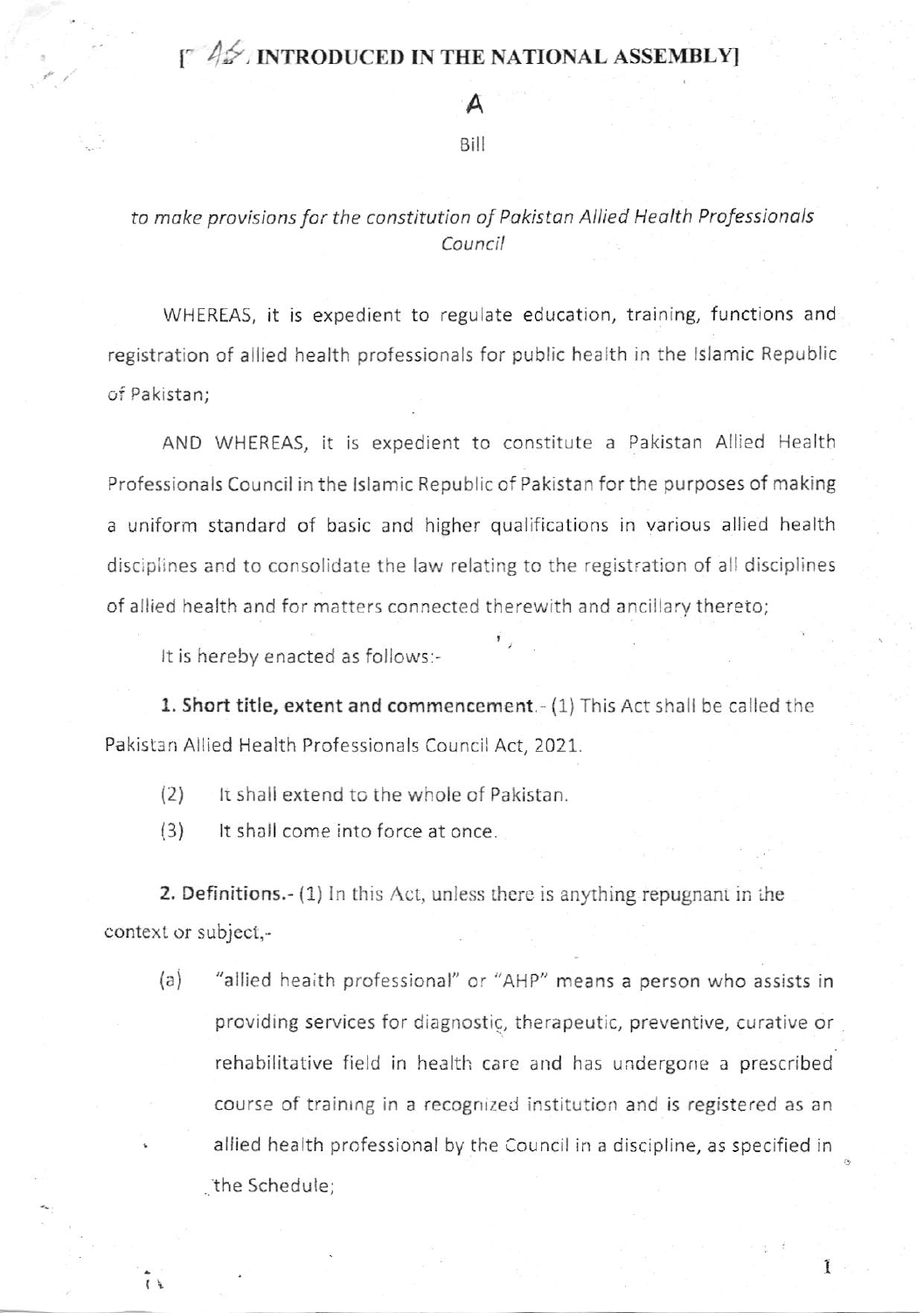[AS INTRODUCED IN THE NATIONAL ASSEMBLY]

# A

Bill

*to make provisions for the constitution of Pakistan Allied Health Professionals Council*

WHEREAS, it is expedient to regulate education, training, functions and registration of allied health professionals for public health in the Islamic Republic of Pakistan;

AND WHEREAS, it is expedient to constitute a Pakistan Allied Health Professionals Council in the Islamic Republic of Pakistan for the purposes of making a uniform standard of basic and higher qualifications in various allied health disciplines and to consolidate the law relating to the registration of all disciplines of allied health and for matters connected therewith and ancillary thereto;

It is hereby enacted as follows:-

**1. Short title, extent and commencement.**- (1) This Act shall be called the Pakistan Allied Health Professionals Council Act, 2021.

(2) It shall extend to the whole of Pakistan.

(3) It shall come into force at once.

**2. Definitions.**- (1) In this Act, unless there is anything repugnant in the context or subject,-

(a) "allied health professional" or "AHP" means a person who assists in providing services for diagnostic, therapeutic, preventive, curative or rehabilitative field in health care and has undergone a prescribed course of training in a recognized institution and is registered as an allied health professional by the Council in a discipline, as specified in the Schedule;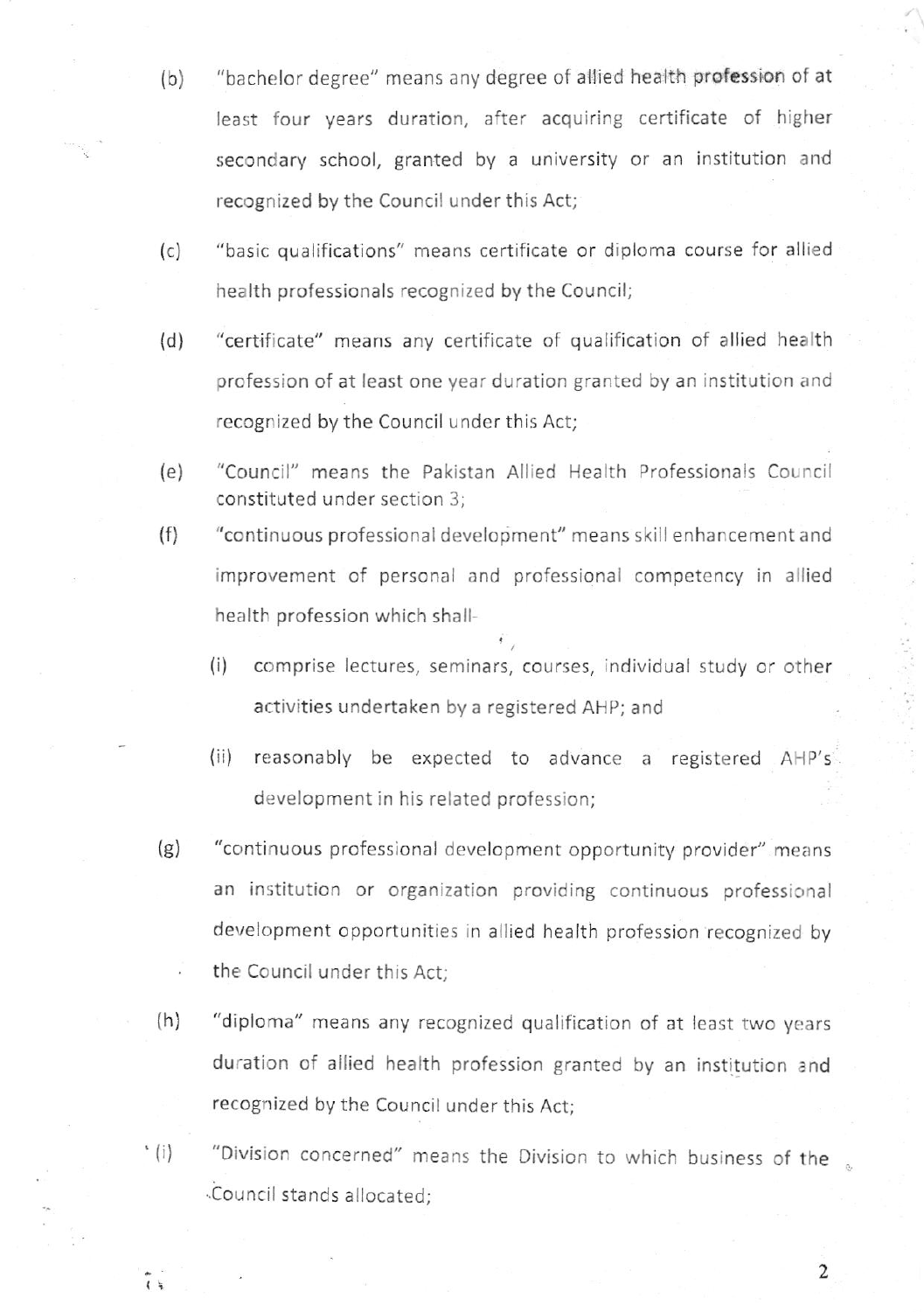(b) "bachelor degree" means any degree of allied health profession of at least four years duration, after acquiring certificate of higher secondary school, granted by a university or an institution and recognized by the Council under this Act;

(c) "basic qualifications" means certificate or diploma course for allied health professionals recognized by the Council;

(d) "certificate" means any certificate of qualification of allied health profession of at least one year duration granted by an institution and recognized by the Council under this Act;

(e) "Council" means the Pakistan Allied Health Professionals Council constituted under section 3;

(f) "continuous professional development" means skill enhancement and improvement of personal and professional competency in allied health profession which shall-

  (i) comprise lectures, seminars, courses, individual study or other activities undertaken by a registered AHP; and

  (ii) reasonably be expected to advance a registered AHP's development in his related profession;

(g) "continuous professional development opportunity provider" means an institution or organization providing continuous professional development opportunities in allied health profession recognized by the Council under this Act;

(h) "diploma" means any recognized qualification of at least two years duration of allied health profession granted by an institution and recognized by the Council under this Act;

(i) "Division concerned" means the Division to which business of the Council stands allocated;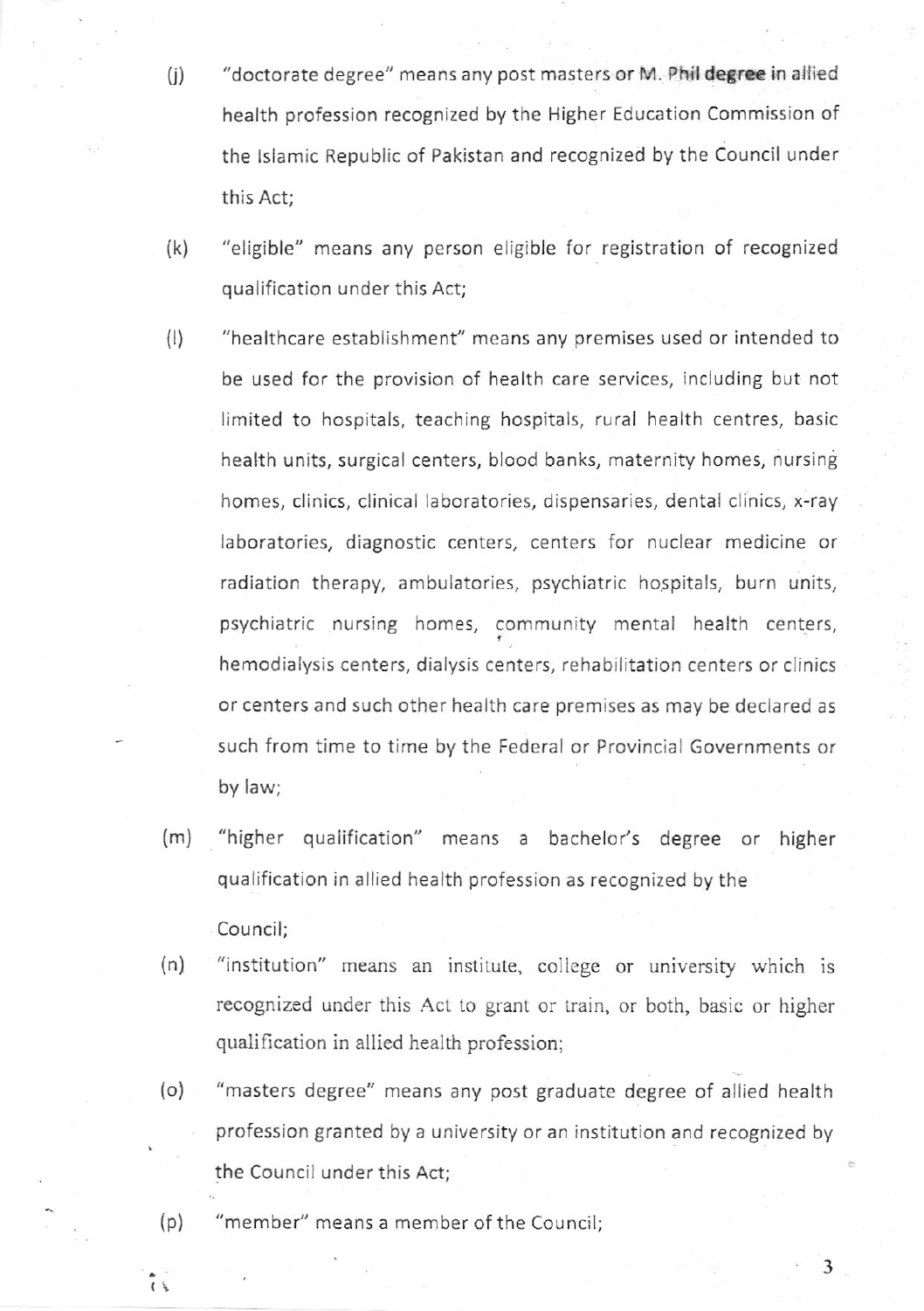(j) "doctorate degree" means any post masters or M. Phil degree in allied health profession recognized by the Higher Education Commission of the Islamic Republic of Pakistan and recognized by the Council under this Act;

(k) "eligible" means any person eligible for registration of recognized qualification under this Act;

(l) "healthcare establishment" means any premises used or intended to be used for the provision of health care services, including but not limited to hospitals, teaching hospitals, rural health centres, basic health units, surgical centers, blood banks, maternity homes, nursing homes, clinics, clinical laboratories, dispensaries, dental clinics, x-ray laboratories, diagnostic centers, centers for nuclear medicine or radiation therapy, ambulatories, psychiatric hospitals, burn units, psychiatric nursing homes, community mental health centers, hemodialysis centers, dialysis centers, rehabilitation centers or clinics or centers and such other health care premises as may be declared as such from time to time by the Federal or Provincial Governments or by law;

(m) "higher qualification" means a bachelor's degree or higher qualification in allied health profession as recognized by the Council;

(n) "institution" means an institute, college or university which is recognized under this Act to grant or train, or both, basic or higher qualification in allied health profession;

(o) "masters degree" means any post graduate degree of allied health profession granted by a university or an institution and recognized by the Council under this Act;

(p) "member" means a member of the Council;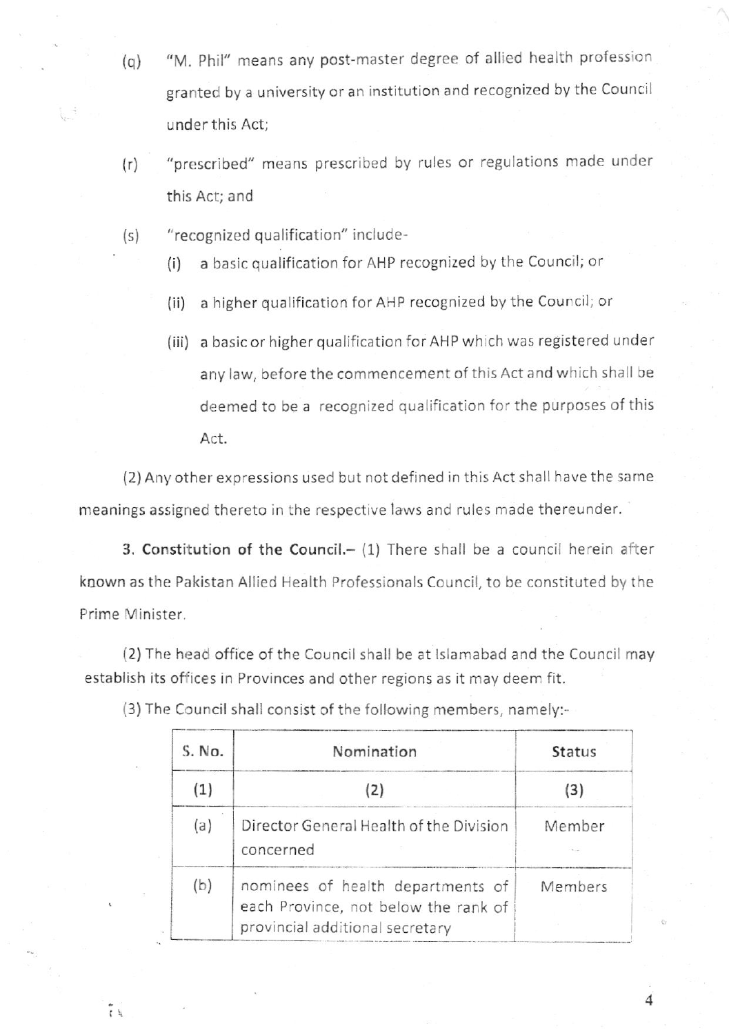(q) "M. Phil" means any post-master degree of allied health profession granted by a university or an institution and recognized by the Council under this Act;

(r) "prescribed" means prescribed by rules or regulations made under this Act; and

(s) "recognized qualification" include-

(i) a basic qualification for AHP recognized by the Council; or

(ii) a higher qualification for AHP recognized by the Council; or

(iii) a basic or higher qualification for AHP which was registered under any law, before the commencement of this Act and which shall be deemed to be a recognized qualification for the purposes of this Act.

(2) Any other expressions used but not defined in this Act shall have the same meanings assigned thereto in the respective laws and rules made thereunder.

**3. Constitution of the Council.**– (1) There shall be a council herein after known as the Pakistan Allied Health Professionals Council, to be constituted by the Prime Minister.

(2) The head office of the Council shall be at Islamabad and the Council may establish its offices in Provinces and other regions as it may deem fit.

(3) The Council shall consist of the following members, namely:-

| S. No. | Nomination | Status |
|---|---|---|
| (1) | (2) | (3) |
| (a) | Director General Health of the Division concerned | Member |
| (b) | nominees of health departments of each Province, not below the rank of provincial additional secretary | Members |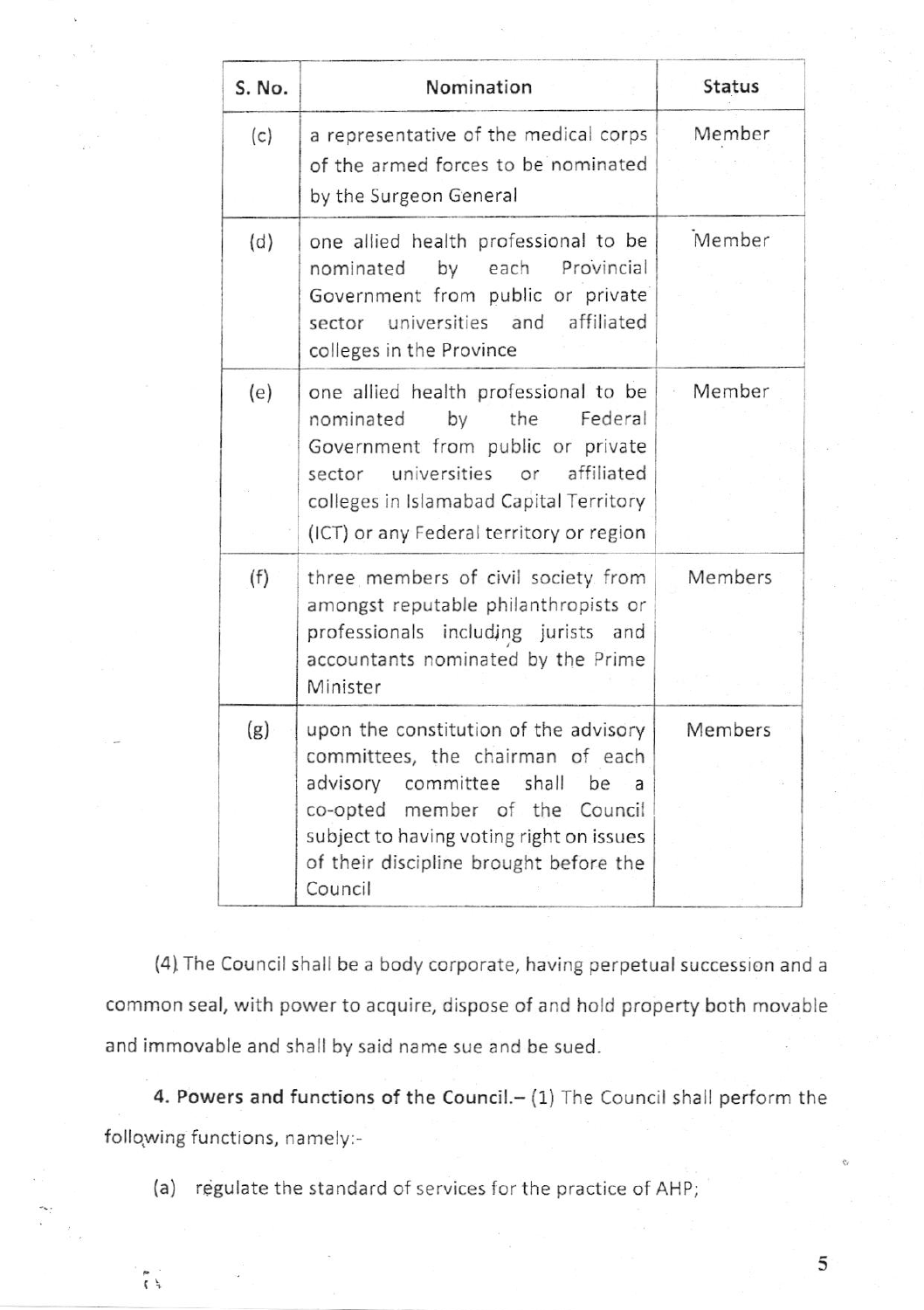| S. No. | Nomination | Status |
|---|---|---|
| (c) | a representative of the medical corps of the armed forces to be nominated by the Surgeon General | Member |
| (d) | one allied health professional to be nominated by each Provincial Government from public or private sector universities and affiliated colleges in the Province | Member |
| (e) | one allied health professional to be nominated by the Federal Government from public or private sector universities or affiliated colleges in Islamabad Capital Territory (ICT) or any Federal territory or region | Member |
| (f) | three members of civil society from amongst reputable philanthropists or professionals including jurists and accountants nominated by the Prime Minister | Members |
| (g) | upon the constitution of the advisory committees, the chairman of each advisory committee shall be a co-opted member of the Council subject to having voting right on issues of their discipline brought before the Council | Members |

(4) The Council shall be a body corporate, having perpetual succession and a common seal, with power to acquire, dispose of and hold property both movable and immovable and shall by said name sue and be sued.

**4. Powers and functions of the Council.–** (1) The Council shall perform the following functions, namely:-

(a) regulate the standard of services for the practice of AHP;